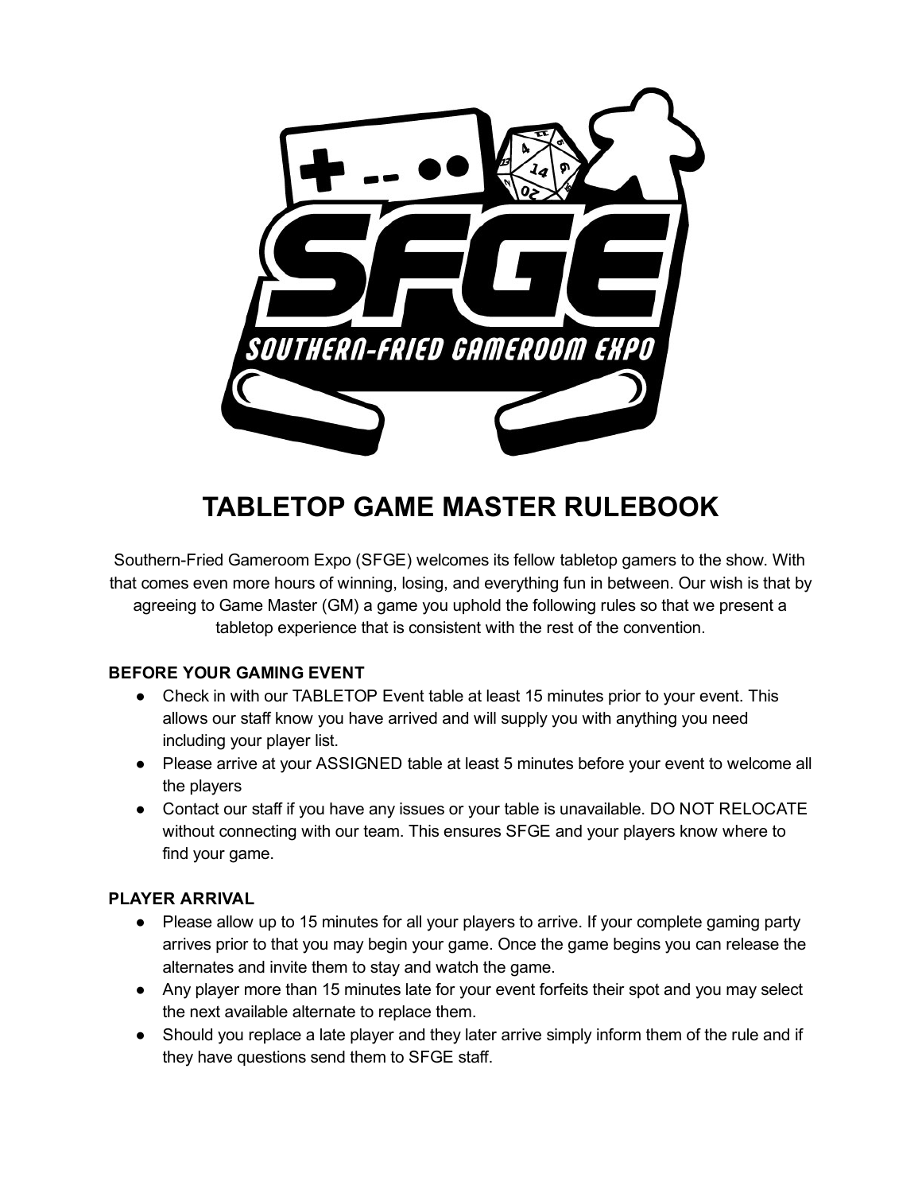# TABLETOP GAME MASTER RULEBOOK

Southern-Fried Gameroom Expo (SFGE) welcomes its fellow tabletop gamers to the show. With that comes even more hours of winning, losing, and everything fun in between. Our wish is that by agreeing to Game Master (GM) a game you uphold the following rules so that we present a tabletop experience that is consistent with the rest of the convention.

### BEFORE YOUR GAMING EVENT

- Check in with our TABLETOP Event table at least 15 minutes prior to your event. This allows our staff know you have arrived and will supply you with anything you need including your player list.
- Please arrive at your ASSIGNED table at least 5 minutes before your event to welcome all the players
- Contact our staff if you have any issues or your table is unavailable. DO NOT RELOCATE without connecting with our team. This ensures SFGE and your players know where to find your game.

### PLAYER ARRIVAL

- Please allow up to 15 minutes for all your players to arrive. If your complete gaming party arrives prior to that you may begin your game. Once the game begins you can release the alternates and invite them to stay and watch the game.
- Any player more than 15 minutes late for your event forfeits their spot and you may select the next available alternate to replace them.
- Should you replace a late player and they later arrive simply inform them of the rule and if they have questions send them to SFGE staff.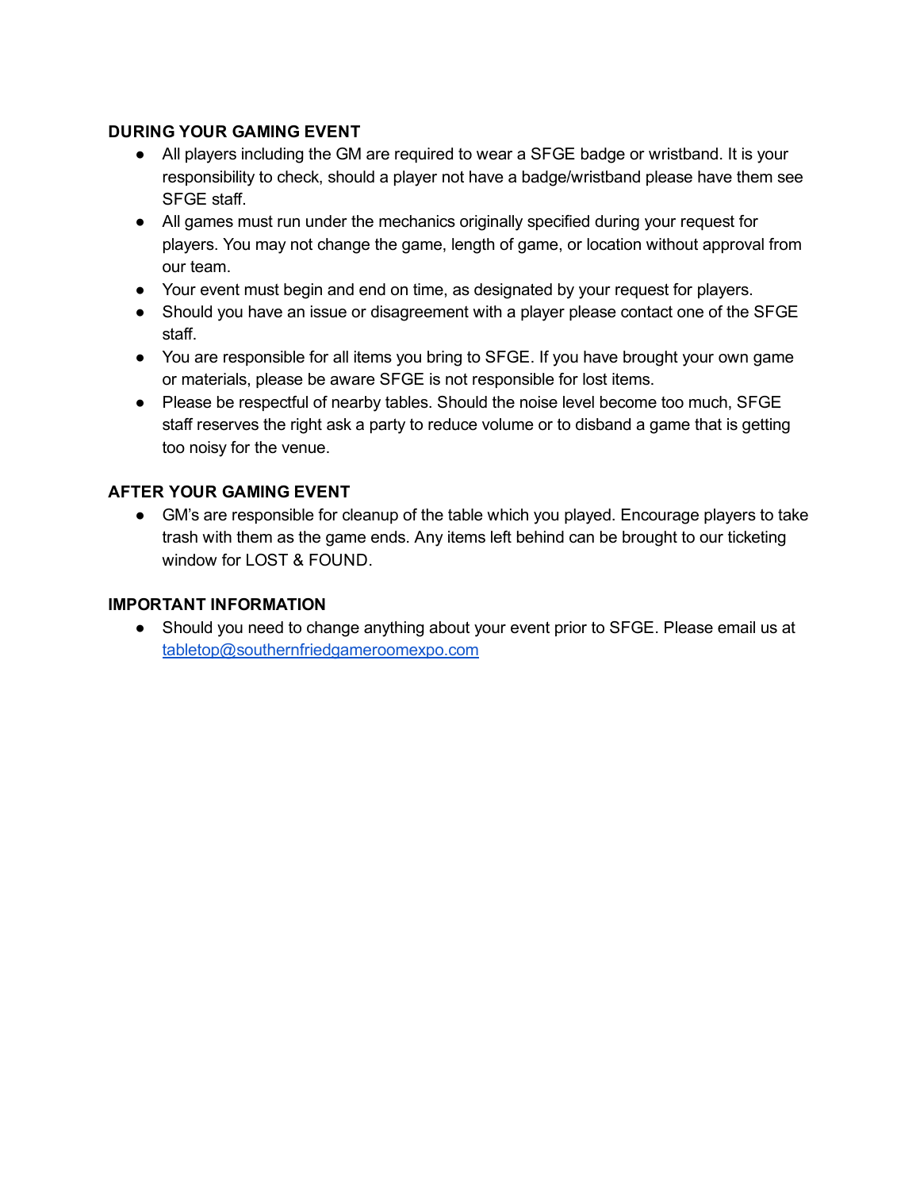**DURING YOUR GAMING EVENT**

- All players including the GM are required to wear a SFGE badge or wristband. It is your responsibility to check, should a player not have a badge/wristband please have them see SFGE staff.
- All games must run under the mechanics originally specified during your request for players. You may not change the game, length of game, or location without approval from our team.
- Your event must begin and end on time, as designated by your request for players.
- Should you have an issue or disagreement with a player please contact one of the SFGE staff.
- You are responsible for all items you bring to SFGE. If you have brought your own game or materials, please be aware SFGE is not responsible for lost items.
- Please be respectful of nearby tables. Should the noise level become too much, SFGE staff reserves the right ask a party to reduce volume or to disband a game that is getting too noisy for the venue.

**AFTER YOUR GAMING EVENT**

- GM's are responsible for cleanup of the table which you played. Encourage players to take trash with them as the game ends. Any items left behind can be brought to our ticketing window for LOST & FOUND.

**IMPORTANT INFORMATION**

- Should you need to change anything about your event prior to SFGE. Please email us at [tabletop@southernfriedgameroomexpo.com](mailto:tabletop@southernfriedgameroomexpo.com)